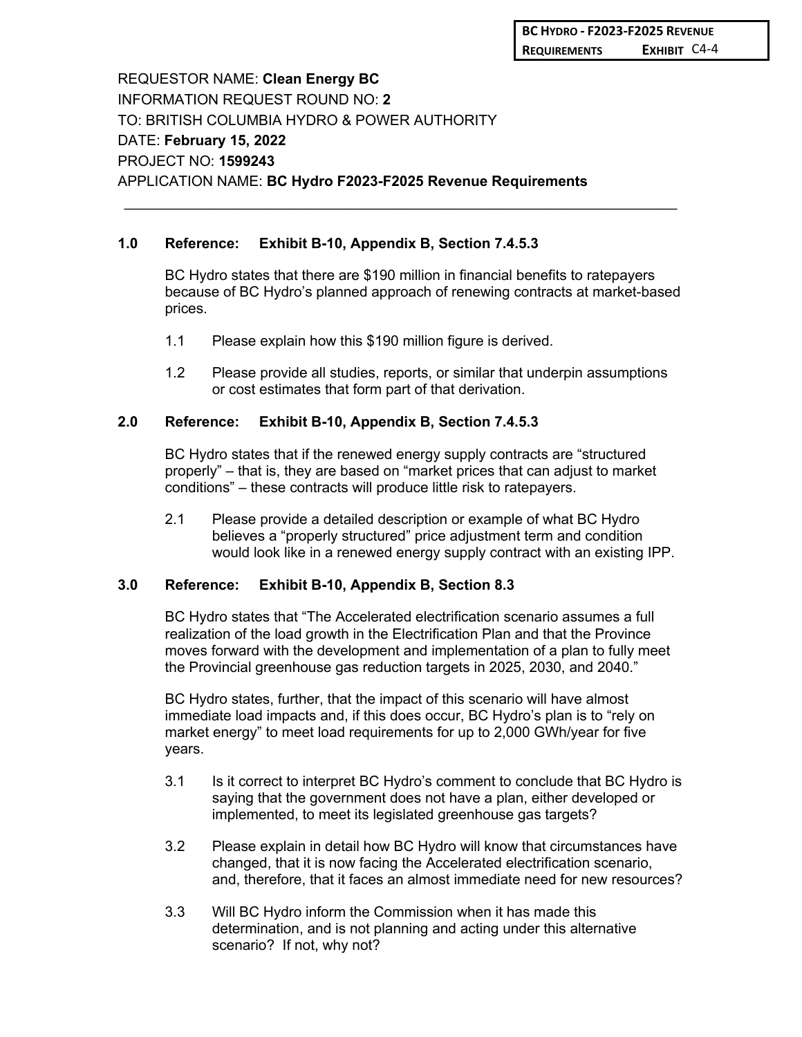BC HYDRO - F2023-F2025 REVENUE REQUIREMENTS EXHIBIT C4-4

REQUESTOR NAME: **Clean Energy BC**
INFORMATION REQUEST ROUND NO: **2**
TO: BRITISH COLUMBIA HYDRO & POWER AUTHORITY
DATE: **February 15, 2022**
PROJECT NO: **1599243**
APPLICATION NAME: **BC Hydro F2023-F2025 Revenue Requirements**

---

**1.0 Reference: Exhibit B-10, Appendix B, Section 7.4.5.3**

BC Hydro states that there are $190 million in financial benefits to ratepayers because of BC Hydro's planned approach of renewing contracts at market-based prices.

1.1 Please explain how this $190 million figure is derived.

1.2 Please provide all studies, reports, or similar that underpin assumptions or cost estimates that form part of that derivation.

**2.0 Reference: Exhibit B-10, Appendix B, Section 7.4.5.3**

BC Hydro states that if the renewed energy supply contracts are "structured properly" – that is, they are based on "market prices that can adjust to market conditions" – these contracts will produce little risk to ratepayers.

2.1 Please provide a detailed description or example of what BC Hydro believes a "properly structured" price adjustment term and condition would look like in a renewed energy supply contract with an existing IPP.

**3.0 Reference: Exhibit B-10, Appendix B, Section 8.3**

BC Hydro states that "The Accelerated electrification scenario assumes a full realization of the load growth in the Electrification Plan and that the Province moves forward with the development and implementation of a plan to fully meet the Provincial greenhouse gas reduction targets in 2025, 2030, and 2040."

BC Hydro states, further, that the impact of this scenario will have almost immediate load impacts and, if this does occur, BC Hydro's plan is to "rely on market energy" to meet load requirements for up to 2,000 GWh/year for five years.

3.1 Is it correct to interpret BC Hydro's comment to conclude that BC Hydro is saying that the government does not have a plan, either developed or implemented, to meet its legislated greenhouse gas targets?

3.2 Please explain in detail how BC Hydro will know that circumstances have changed, that it is now facing the Accelerated electrification scenario, and, therefore, that it faces an almost immediate need for new resources?

3.3 Will BC Hydro inform the Commission when it has made this determination, and is not planning and acting under this alternative scenario? If not, why not?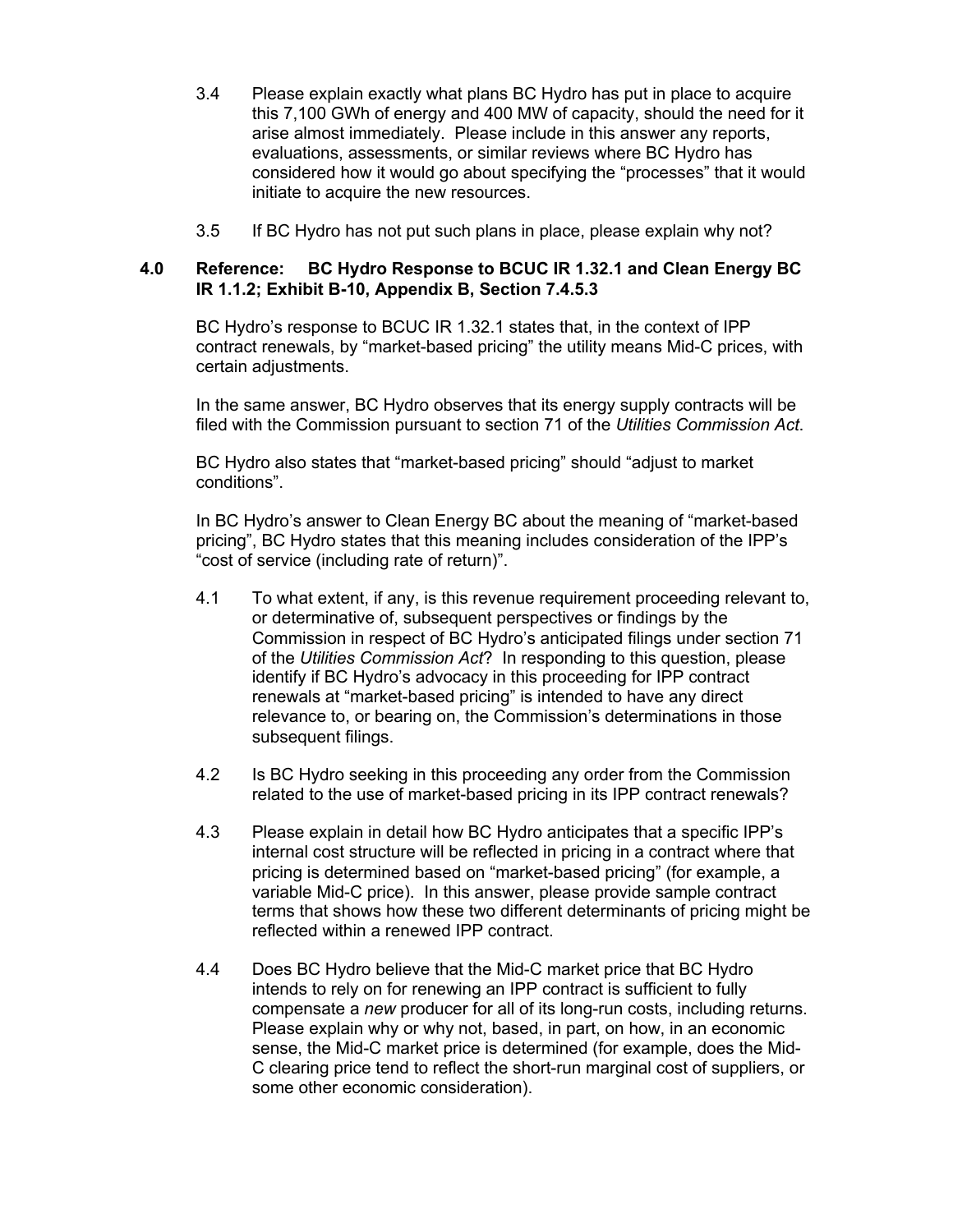3.4 Please explain exactly what plans BC Hydro has put in place to acquire this 7,100 GWh of energy and 400 MW of capacity, should the need for it arise almost immediately. Please include in this answer any reports, evaluations, assessments, or similar reviews where BC Hydro has considered how it would go about specifying the "processes" that it would initiate to acquire the new resources.

3.5 If BC Hydro has not put such plans in place, please explain why not?

**4.0 Reference: BC Hydro Response to BCUC IR 1.32.1 and Clean Energy BC IR 1.1.2; Exhibit B-10, Appendix B, Section 7.4.5.3**

BC Hydro's response to BCUC IR 1.32.1 states that, in the context of IPP contract renewals, by "market-based pricing" the utility means Mid-C prices, with certain adjustments.

In the same answer, BC Hydro observes that its energy supply contracts will be filed with the Commission pursuant to section 71 of the *Utilities Commission Act*.

BC Hydro also states that "market-based pricing" should "adjust to market conditions".

In BC Hydro's answer to Clean Energy BC about the meaning of "market-based pricing", BC Hydro states that this meaning includes consideration of the IPP's "cost of service (including rate of return)".

4.1 To what extent, if any, is this revenue requirement proceeding relevant to, or determinative of, subsequent perspectives or findings by the Commission in respect of BC Hydro's anticipated filings under section 71 of the *Utilities Commission Act*? In responding to this question, please identify if BC Hydro's advocacy in this proceeding for IPP contract renewals at "market-based pricing" is intended to have any direct relevance to, or bearing on, the Commission's determinations in those subsequent filings.

4.2 Is BC Hydro seeking in this proceeding any order from the Commission related to the use of market-based pricing in its IPP contract renewals?

4.3 Please explain in detail how BC Hydro anticipates that a specific IPP's internal cost structure will be reflected in pricing in a contract where that pricing is determined based on "market-based pricing" (for example, a variable Mid-C price). In this answer, please provide sample contract terms that shows how these two different determinants of pricing might be reflected within a renewed IPP contract.

4.4 Does BC Hydro believe that the Mid-C market price that BC Hydro intends to rely on for renewing an IPP contract is sufficient to fully compensate a *new* producer for all of its long-run costs, including returns. Please explain why or why not, based, in part, on how, in an economic sense, the Mid-C market price is determined (for example, does the Mid-C clearing price tend to reflect the short-run marginal cost of suppliers, or some other economic consideration).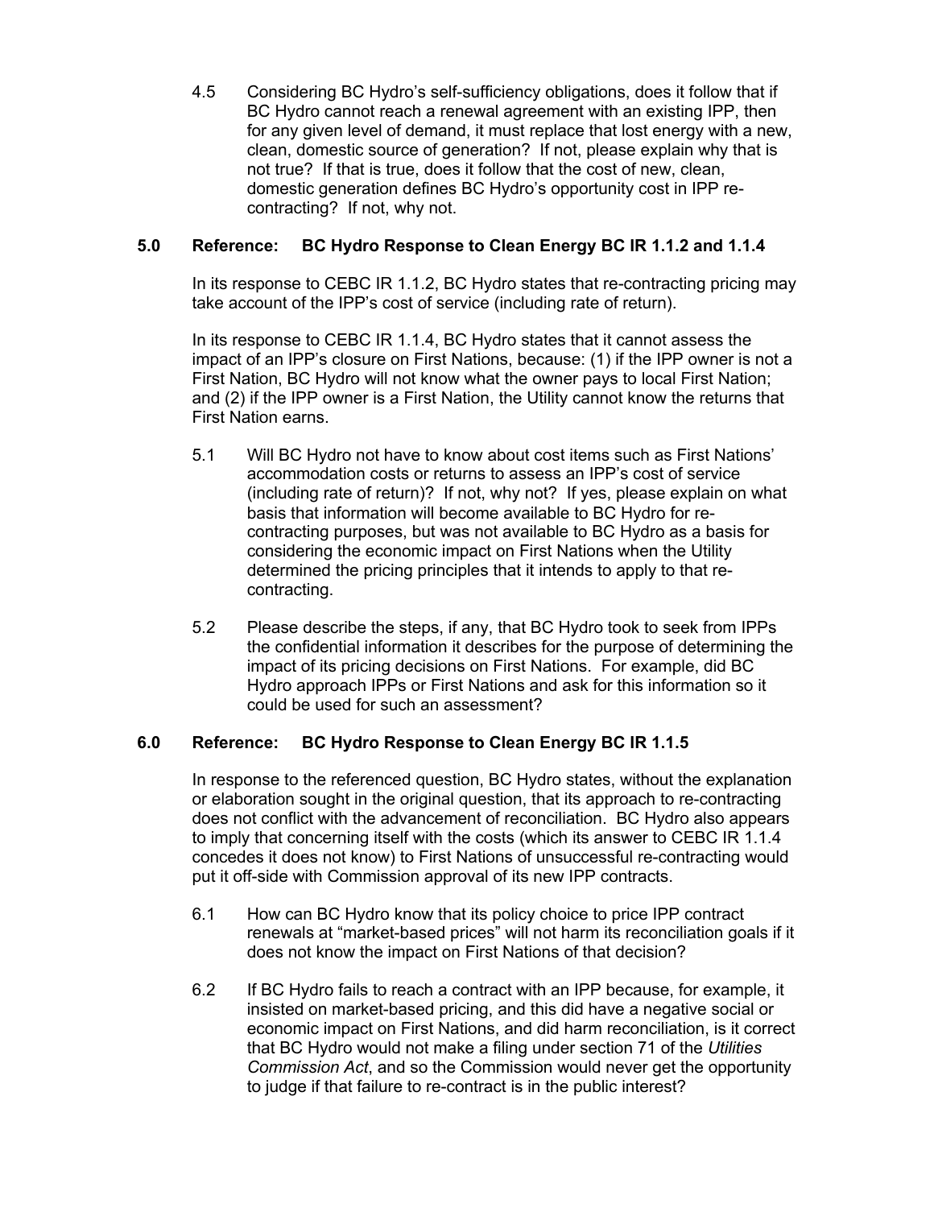4.5 Considering BC Hydro's self-sufficiency obligations, does it follow that if BC Hydro cannot reach a renewal agreement with an existing IPP, then for any given level of demand, it must replace that lost energy with a new, clean, domestic source of generation? If not, please explain why that is not true? If that is true, does it follow that the cost of new, clean, domestic generation defines BC Hydro's opportunity cost in IPP re-contracting? If not, why not?

**5.0 Reference: BC Hydro Response to Clean Energy BC IR 1.1.2 and 1.1.4**

In its response to CEBC IR 1.1.2, BC Hydro states that re-contracting pricing may take account of the IPP's cost of service (including rate of return).

In its response to CEBC IR 1.1.4, BC Hydro states that it cannot assess the impact of an IPP's closure on First Nations, because: (1) if the IPP owner is not a First Nation, BC Hydro will not know what the owner pays to local First Nation; and (2) if the IPP owner is a First Nation, the Utility cannot know the returns that First Nation earns.

5.1 Will BC Hydro not have to know about cost items such as First Nations' accommodation costs or returns to assess an IPP's cost of service (including rate of return)? If not, why not? If yes, please explain on what basis that information will become available to BC Hydro for re-contracting purposes, but was not available to BC Hydro as a basis for considering the economic impact on First Nations when the Utility determined the pricing principles that it intends to apply to that re-contracting.

5.2 Please describe the steps, if any, that BC Hydro took to seek from IPPs the confidential information it describes for the purpose of determining the impact of its pricing decisions on First Nations. For example, did BC Hydro approach IPPs or First Nations and ask for this information so it could be used for such an assessment?

**6.0 Reference: BC Hydro Response to Clean Energy BC IR 1.1.5**

In response to the referenced question, BC Hydro states, without the explanation or elaboration sought in the original question, that its approach to re-contracting does not conflict with the advancement of reconciliation. BC Hydro also appears to imply that concerning itself with the costs (which its answer to CEBC IR 1.1.4 concedes it does not know) to First Nations of unsuccessful re-contracting would put it off-side with Commission approval of its new IPP contracts.

6.1 How can BC Hydro know that its policy choice to price IPP contract renewals at "market-based prices" will not harm its reconciliation goals if it does not know the impact on First Nations of that decision?

6.2 If BC Hydro fails to reach a contract with an IPP because, for example, it insisted on market-based pricing, and this did have a negative social or economic impact on First Nations, and did harm reconciliation, is it correct that BC Hydro would not make a filing under section 71 of the *Utilities Commission Act*, and so the Commission would never get the opportunity to judge if that failure to re-contract is in the public interest?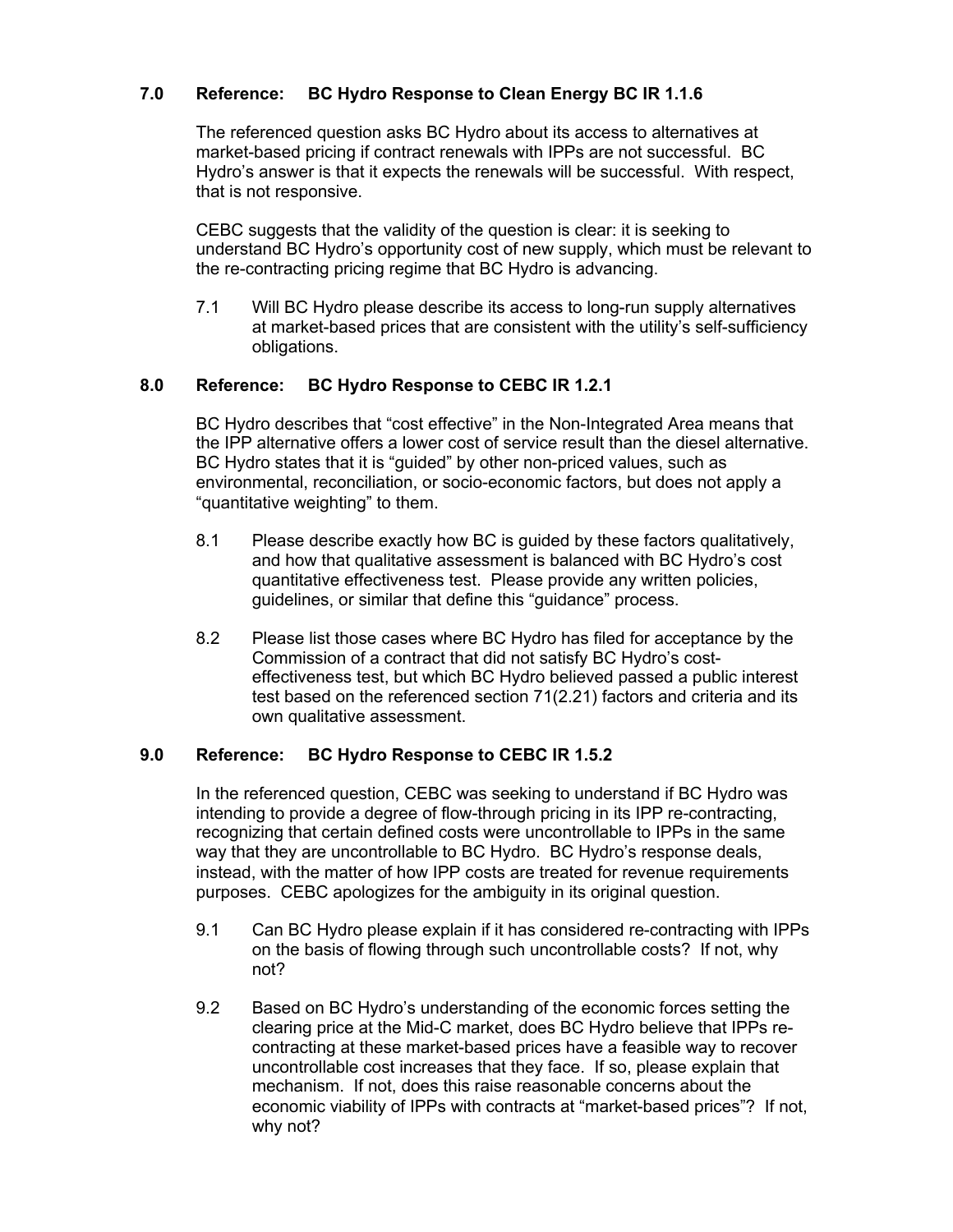**7.0 Reference: BC Hydro Response to Clean Energy BC IR 1.1.6**

The referenced question asks BC Hydro about its access to alternatives at market-based pricing if contract renewals with IPPs are not successful. BC Hydro's answer is that it expects the renewals will be successful. With respect, that is not responsive.

CEBC suggests that the validity of the question is clear: it is seeking to understand BC Hydro's opportunity cost of new supply, which must be relevant to the re-contracting pricing regime that BC Hydro is advancing.

7.1 Will BC Hydro please describe its access to long-run supply alternatives at market-based prices that are consistent with the utility's self-sufficiency obligations.

**8.0 Reference: BC Hydro Response to CEBC IR 1.2.1**

BC Hydro describes that "cost effective" in the Non-Integrated Area means that the IPP alternative offers a lower cost of service result than the diesel alternative. BC Hydro states that it is "guided" by other non-priced values, such as environmental, reconciliation, or socio-economic factors, but does not apply a "quantitative weighting" to them.

8.1 Please describe exactly how BC is guided by these factors qualitatively, and how that qualitative assessment is balanced with BC Hydro's cost quantitative effectiveness test. Please provide any written policies, guidelines, or similar that define this "guidance" process.

8.2 Please list those cases where BC Hydro has filed for acceptance by the Commission of a contract that did not satisfy BC Hydro's cost-effectiveness test, but which BC Hydro believed passed a public interest test based on the referenced section 71(2.21) factors and criteria and its own qualitative assessment.

**9.0 Reference: BC Hydro Response to CEBC IR 1.5.2**

In the referenced question, CEBC was seeking to understand if BC Hydro was intending to provide a degree of flow-through pricing in its IPP re-contracting, recognizing that certain defined costs were uncontrollable to IPPs in the same way that they are uncontrollable to BC Hydro. BC Hydro's response deals, instead, with the matter of how IPP costs are treated for revenue requirements purposes. CEBC apologizes for the ambiguity in its original question.

9.1 Can BC Hydro please explain if it has considered re-contracting with IPPs on the basis of flowing through such uncontrollable costs? If not, why not?

9.2 Based on BC Hydro's understanding of the economic forces setting the clearing price at the Mid-C market, does BC Hydro believe that IPPs re-contracting at these market-based prices have a feasible way to recover uncontrollable cost increases that they face. If so, please explain that mechanism. If not, does this raise reasonable concerns about the economic viability of IPPs with contracts at "market-based prices"? If not, why not?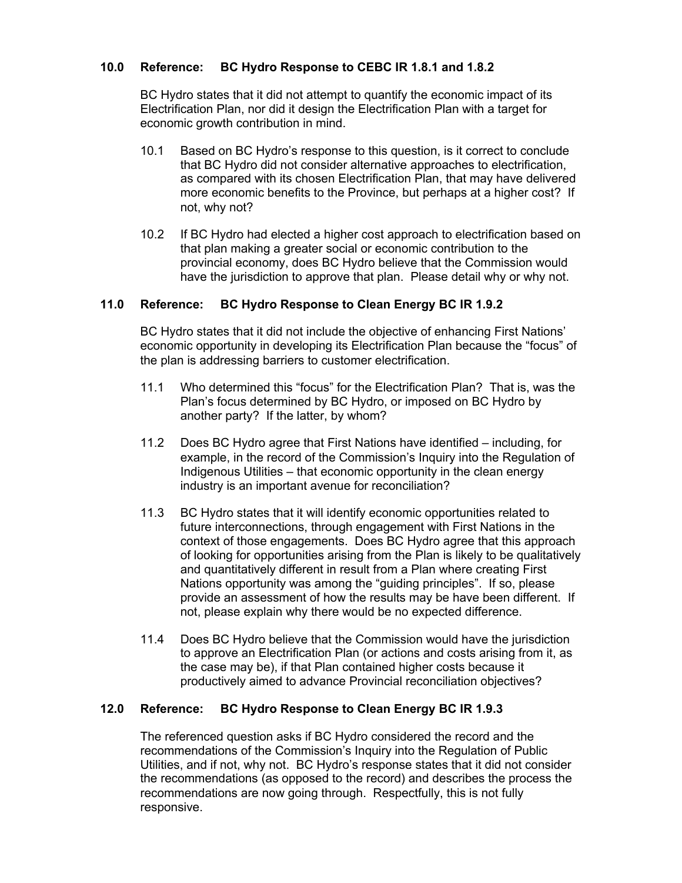**10.0 Reference: BC Hydro Response to CEBC IR 1.8.1 and 1.8.2**

BC Hydro states that it did not attempt to quantify the economic impact of its Electrification Plan, nor did it design the Electrification Plan with a target for economic growth contribution in mind.

10.1 Based on BC Hydro's response to this question, is it correct to conclude that BC Hydro did not consider alternative approaches to electrification, as compared with its chosen Electrification Plan, that may have delivered more economic benefits to the Province, but perhaps at a higher cost? If not, why not?

10.2 If BC Hydro had elected a higher cost approach to electrification based on that plan making a greater social or economic contribution to the provincial economy, does BC Hydro believe that the Commission would have the jurisdiction to approve that plan. Please detail why or why not.

**11.0 Reference: BC Hydro Response to Clean Energy BC IR 1.9.2**

BC Hydro states that it did not include the objective of enhancing First Nations' economic opportunity in developing its Electrification Plan because the "focus" of the plan is addressing barriers to customer electrification.

11.1 Who determined this "focus" for the Electrification Plan? That is, was the Plan's focus determined by BC Hydro, or imposed on BC Hydro by another party? If the latter, by whom?

11.2 Does BC Hydro agree that First Nations have identified – including, for example, in the record of the Commission's Inquiry into the Regulation of Indigenous Utilities – that economic opportunity in the clean energy industry is an important avenue for reconciliation?

11.3 BC Hydro states that it will identify economic opportunities related to future interconnections, through engagement with First Nations in the context of those engagements. Does BC Hydro agree that this approach of looking for opportunities arising from the Plan is likely to be qualitatively and quantitatively different in result from a Plan where creating First Nations opportunity was among the "guiding principles". If so, please provide an assessment of how the results may be have been different. If not, please explain why there would be no expected difference.

11.4 Does BC Hydro believe that the Commission would have the jurisdiction to approve an Electrification Plan (or actions and costs arising from it, as the case may be), if that Plan contained higher costs because it productively aimed to advance Provincial reconciliation objectives?

**12.0 Reference: BC Hydro Response to Clean Energy BC IR 1.9.3**

The referenced question asks if BC Hydro considered the record and the recommendations of the Commission's Inquiry into the Regulation of Public Utilities, and if not, why not. BC Hydro's response states that it did not consider the recommendations (as opposed to the record) and describes the process the recommendations are now going through. Respectfully, this is not fully responsive.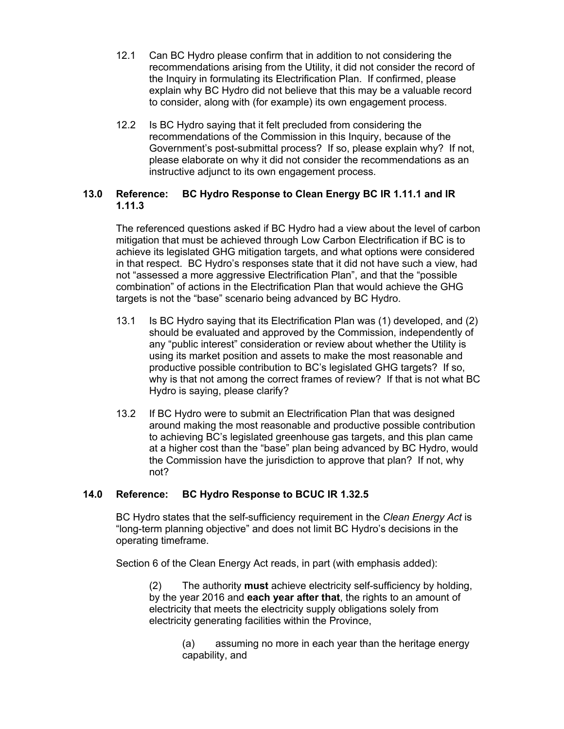12.1 Can BC Hydro please confirm that in addition to not considering the recommendations arising from the Utility, it did not consider the record of the Inquiry in formulating its Electrification Plan. If confirmed, please explain why BC Hydro did not believe that this may be a valuable record to consider, along with (for example) its own engagement process.

12.2 Is BC Hydro saying that it felt precluded from considering the recommendations of the Commission in this Inquiry, because of the Government's post-submittal process? If so, please explain why? If not, please elaborate on why it did not consider the recommendations as an instructive adjunct to its own engagement process.

### 13.0 Reference: BC Hydro Response to Clean Energy BC IR 1.11.1 and IR 1.11.3

The referenced questions asked if BC Hydro had a view about the level of carbon mitigation that must be achieved through Low Carbon Electrification if BC is to achieve its legislated GHG mitigation targets, and what options were considered in that respect. BC Hydro's responses state that it did not have such a view, had not "assessed a more aggressive Electrification Plan", and that the "possible combination" of actions in the Electrification Plan that would achieve the GHG targets is not the "base" scenario being advanced by BC Hydro.

13.1 Is BC Hydro saying that its Electrification Plan was (1) developed, and (2) should be evaluated and approved by the Commission, independently of any "public interest" consideration or review about whether the Utility is using its market position and assets to make the most reasonable and productive possible contribution to BC's legislated GHG targets? If so, why is that not among the correct frames of review? If that is not what BC Hydro is saying, please clarify?

13.2 If BC Hydro were to submit an Electrification Plan that was designed around making the most reasonable and productive possible contribution to achieving BC's legislated greenhouse gas targets, and this plan came at a higher cost than the "base" plan being advanced by BC Hydro, would the Commission have the jurisdiction to approve that plan? If not, why not?

### 14.0 Reference: BC Hydro Response to BCUC IR 1.32.5

BC Hydro states that the self-sufficiency requirement in the *Clean Energy Act* is "long-term planning objective" and does not limit BC Hydro's decisions in the operating timeframe.

Section 6 of the Clean Energy Act reads, in part (with emphasis added):

> (2) The authority **must** achieve electricity self-sufficiency by holding, by the year 2016 and **each year after that**, the rights to an amount of electricity that meets the electricity supply obligations solely from electricity generating facilities within the Province,
>
> > (a) assuming no more in each year than the heritage energy capability, and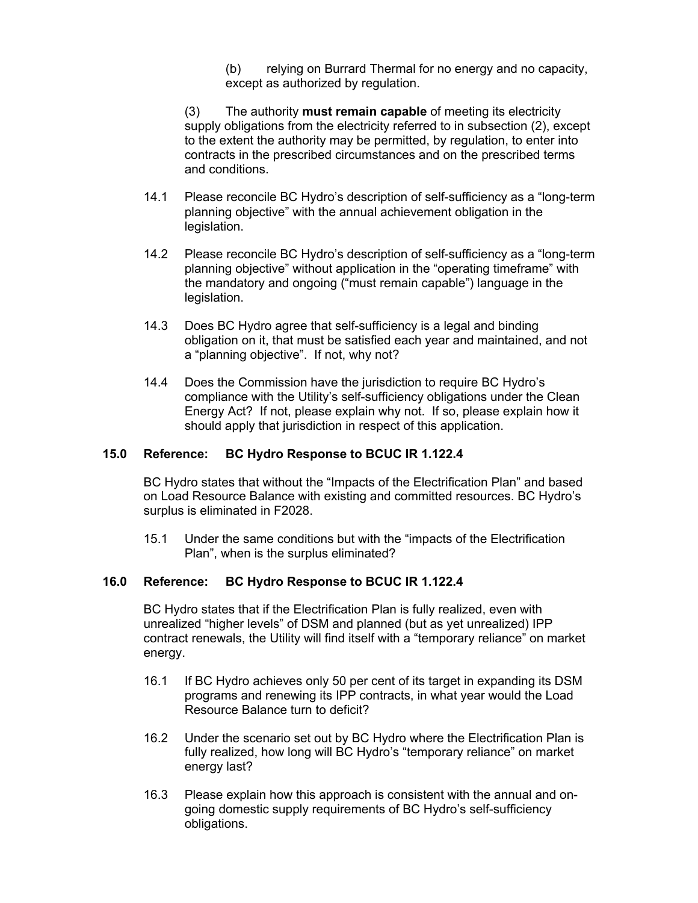(b) relying on Burrard Thermal for no energy and no capacity, except as authorized by regulation.

(3) The authority **must remain capable** of meeting its electricity supply obligations from the electricity referred to in subsection (2), except to the extent the authority may be permitted, by regulation, to enter into contracts in the prescribed circumstances and on the prescribed terms and conditions.

14.1 Please reconcile BC Hydro's description of self-sufficiency as a "long-term planning objective" with the annual achievement obligation in the legislation.

14.2 Please reconcile BC Hydro's description of self-sufficiency as a "long-term planning objective" without application in the "operating timeframe" with the mandatory and ongoing ("must remain capable") language in the legislation.

14.3 Does BC Hydro agree that self-sufficiency is a legal and binding obligation on it, that must be satisfied each year and maintained, and not a "planning objective". If not, why not?

14.4 Does the Commission have the jurisdiction to require BC Hydro's compliance with the Utility's self-sufficiency obligations under the Clean Energy Act? If not, please explain why not. If so, please explain how it should apply that jurisdiction in respect of this application.

**15.0 Reference: BC Hydro Response to BCUC IR 1.122.4**

BC Hydro states that without the "Impacts of the Electrification Plan" and based on Load Resource Balance with existing and committed resources. BC Hydro's surplus is eliminated in F2028.

15.1 Under the same conditions but with the "impacts of the Electrification Plan", when is the surplus eliminated?

**16.0 Reference: BC Hydro Response to BCUC IR 1.122.4**

BC Hydro states that if the Electrification Plan is fully realized, even with unrealized "higher levels" of DSM and planned (but as yet unrealized) IPP contract renewals, the Utility will find itself with a "temporary reliance" on market energy.

16.1 If BC Hydro achieves only 50 per cent of its target in expanding its DSM programs and renewing its IPP contracts, in what year would the Load Resource Balance turn to deficit?

16.2 Under the scenario set out by BC Hydro where the Electrification Plan is fully realized, how long will BC Hydro's "temporary reliance" on market energy last?

16.3 Please explain how this approach is consistent with the annual and on-going domestic supply requirements of BC Hydro's self-sufficiency obligations.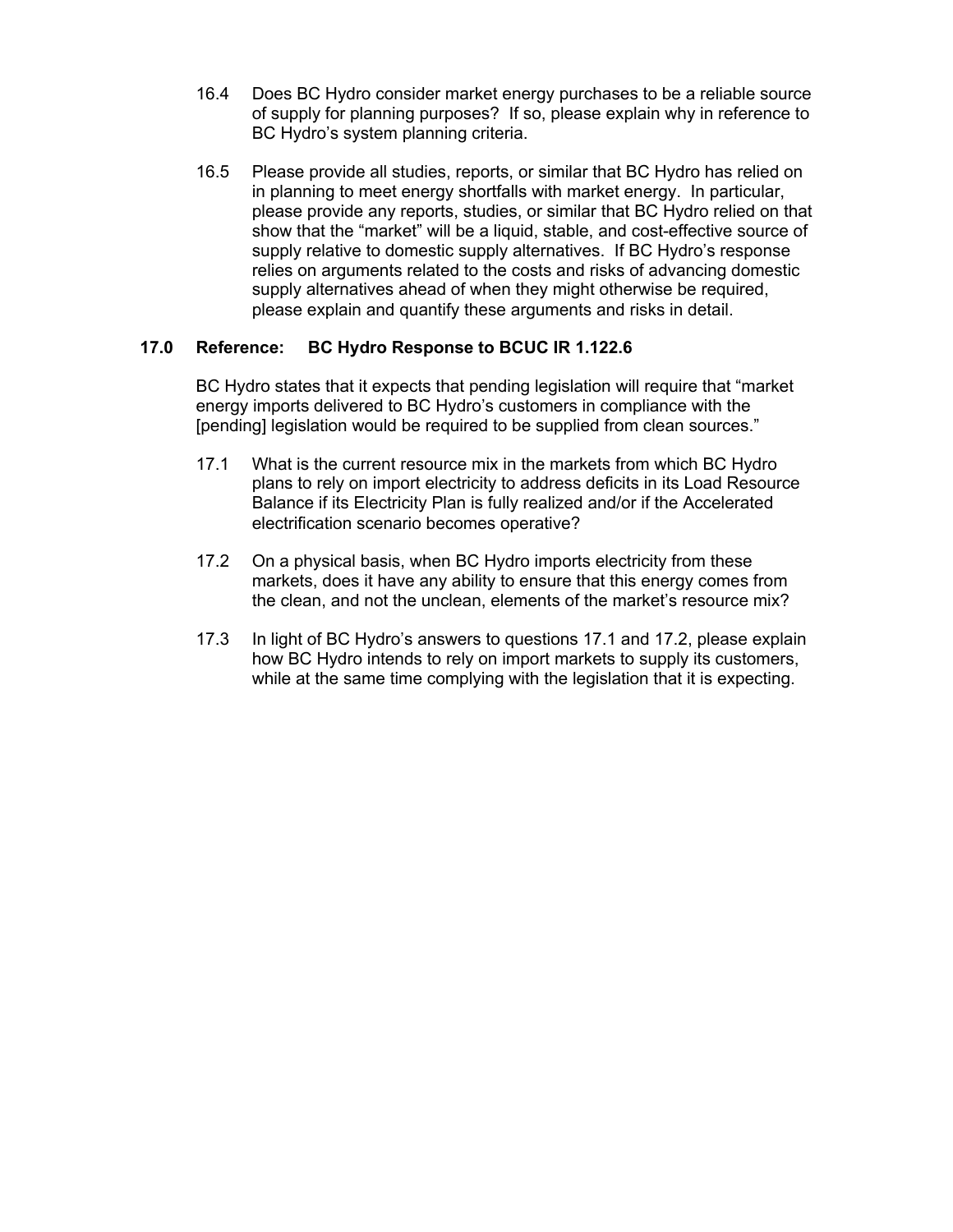16.4 Does BC Hydro consider market energy purchases to be a reliable source of supply for planning purposes? If so, please explain why in reference to BC Hydro's system planning criteria.

16.5 Please provide all studies, reports, or similar that BC Hydro has relied on in planning to meet energy shortfalls with market energy. In particular, please provide any reports, studies, or similar that BC Hydro relied on that show that the "market" will be a liquid, stable, and cost-effective source of supply relative to domestic supply alternatives. If BC Hydro's response relies on arguments related to the costs and risks of advancing domestic supply alternatives ahead of when they might otherwise be required, please explain and quantify these arguments and risks in detail.

**17.0 Reference: BC Hydro Response to BCUC IR 1.122.6**

BC Hydro states that it expects that pending legislation will require that "market energy imports delivered to BC Hydro's customers in compliance with the [pending] legislation would be required to be supplied from clean sources."

17.1 What is the current resource mix in the markets from which BC Hydro plans to rely on import electricity to address deficits in its Load Resource Balance if its Electricity Plan is fully realized and/or if the Accelerated electrification scenario becomes operative?

17.2 On a physical basis, when BC Hydro imports electricity from these markets, does it have any ability to ensure that this energy comes from the clean, and not the unclean, elements of the market's resource mix?

17.3 In light of BC Hydro's answers to questions 17.1 and 17.2, please explain how BC Hydro intends to rely on import markets to supply its customers, while at the same time complying with the legislation that it is expecting.